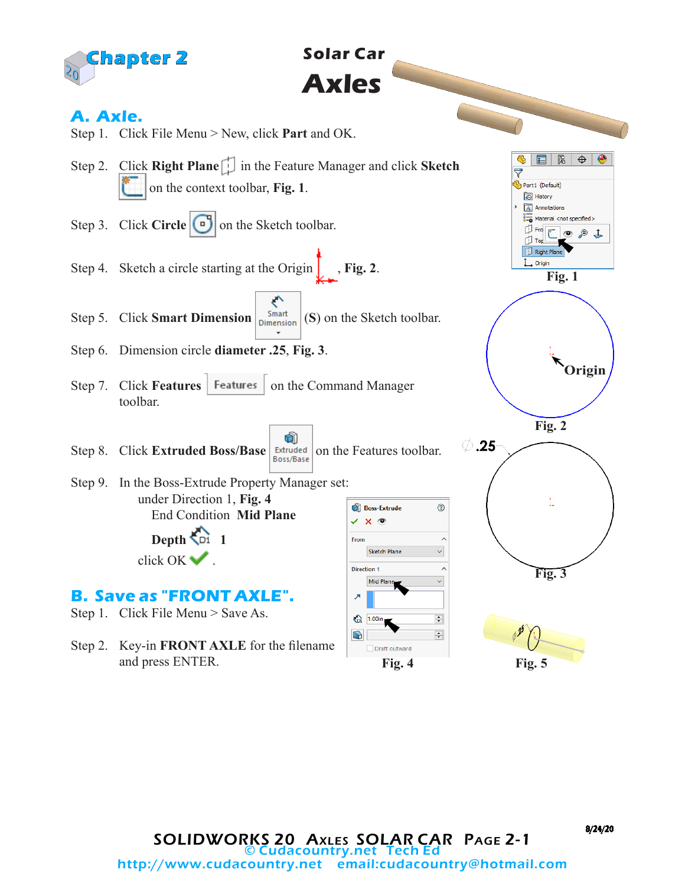# Chapter 2

## Solar Car Axles

## A. Axle.

Step 1. Click File Menu > New, click **Part** and OK.

Step 2. Click **Right Plane** in the Feature Manager and click **Sketch** on the context toolbar, **Fig. 1**.

Step 3. Click **Circle** on the Sketch toolbar.

Step 4. Sketch a circle starting at the Origin, **Fig. 2**.

Step 5. Click **Smart Dimension** (**S**) on the Sketch toolbar.

Step 6. Dimension circle **diameter .25**, **Fig. 3**.

Step 7. Click **Features** on the Command Manager toolbar.

Step 8. Click **Extruded Boss/Base** on the Features toolbar.

Step 9. In the Boss-Extrude Property Manager set:
under Direction 1, **Fig. 4**
End Condition **Mid Plane**
**Depth** **1**
click OK.

Fig. 1

Fig. 2

Fig. 3

Fig. 4

Fig. 5

## B. Save as "FRONT AXLE".

Step 1. Click File Menu > Save As.

Step 2. Key-in **FRONT AXLE** for the filename and press ENTER.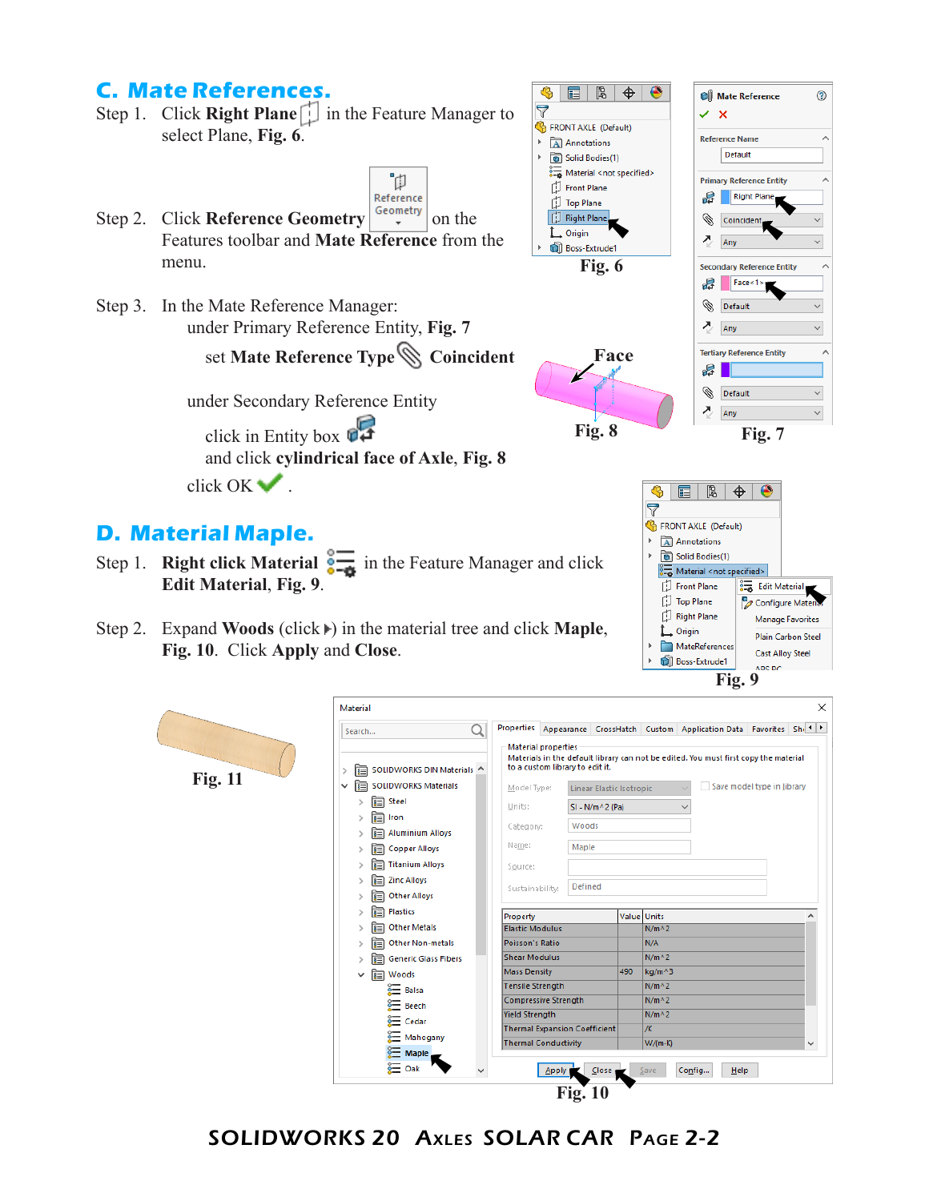## C. Mate References.

Step 1. Click **Right Plane** in the Feature Manager to select Plane, **Fig. 6**.

Step 2. Click **Reference Geometry** on the Features toolbar and **Mate Reference** from the menu.

Step 3. In the Mate Reference Manager:

under Primary Reference Entity, **Fig. 7**

set **Mate Reference Type** **Coincident**

under Secondary Reference Entity

click in Entity box

and click **cylindrical face of Axle**, **Fig. 8**

click OK .

Fig. 6

Fig. 8

Fig. 7

## D. Material Maple.

Step 1. **Right click Material** in the Feature Manager and click **Edit Material**, **Fig. 9**.

Step 2. Expand **Woods** (click ) in the material tree and click **Maple**, **Fig. 10**. Click **Apply** and **Close**.

Fig. 9

Fig. 11

Fig. 10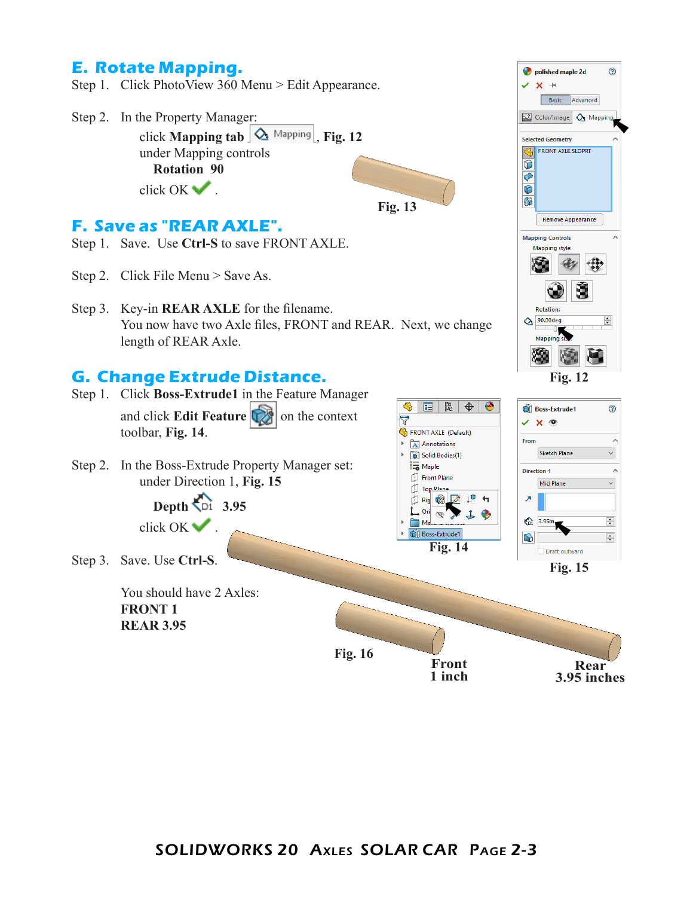## E. Rotate Mapping.

Step 1. Click PhotoView 360 Menu > Edit Appearance.

Step 2. In the Property Manager:

click **Mapping tab** Mapping, **Fig. 12**

under Mapping controls

**Rotation 90**

click OK.

Fig. 13

## F. Save as "REAR AXLE".

Step 1. Save. Use **Ctrl-S** to save FRONT AXLE.

Step 2. Click File Menu > Save As.

Step 3. Key-in **REAR AXLE** for the filename.
You now have two Axle files, FRONT and REAR. Next, we change length of REAR Axle.

Fig. 12

## G. Change Extrude Distance.

Step 1. Click **Boss-Extrude1** in the Feature Manager and click **Edit Feature** on the context toolbar, **Fig. 14**.

Step 2. In the Boss-Extrude Property Manager set:

under Direction 1, **Fig. 15**

**Depth** 3.95

click OK.

Step 3. Save. Use **Ctrl-S**.

Fig. 14

Fig. 15

You should have 2 Axles:

**FRONT 1**

**REAR 3.95**

Fig. 16

**Front**
**1 inch**

**Rear**
**3.95 inches**